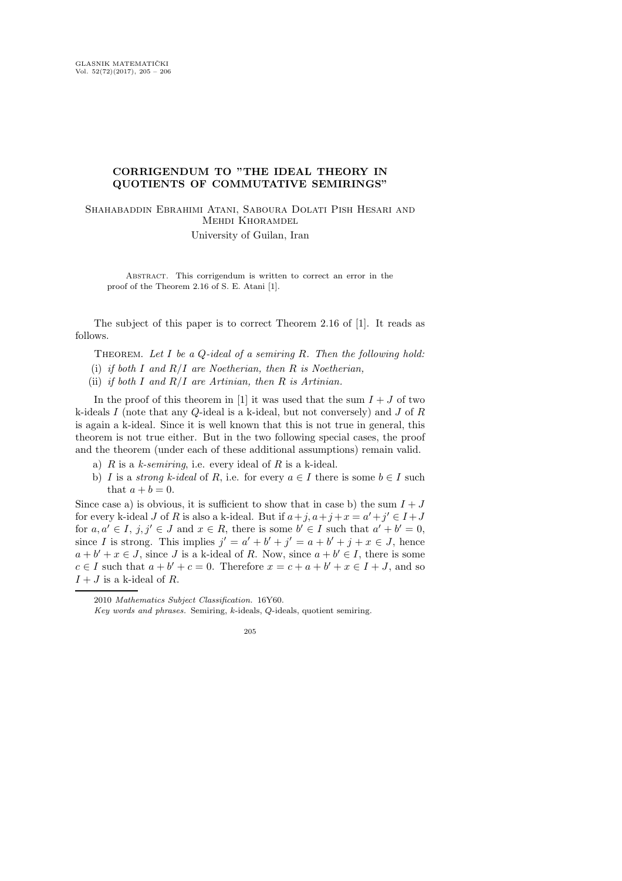# CORRIGENDUM TO "THE IDEAL THEORY IN QUOTIENTS OF COMMUTATIVE SEMIRINGS"

Shahabaddin Ebrahimi Atani, Saboura Dolati Pish Hesari and Mehdi Khoramdel

University of Guilan, Iran

Abstract. This corrigendum is written to correct an error in the proof of the Theorem 2.16 of S. E. Atani [1].

The subject of this paper is to correct Theorem 2.16 of [1]. It reads as follows.

Theorem. *Let $I$ be a $Q$-ideal of a semiring $R$. Then the following hold:*

(i) *if both $I$ and $R/I$ are Noetherian, then $R$ is Noetherian,*

(ii) *if both $I$ and $R/I$ are Artinian, then $R$ is Artinian.*

In the proof of this theorem in [1] it was used that the sum $I + J$ of two k-ideals $I$ (note that any $Q$-ideal is a k-ideal, but not conversely) and $J$ of $R$ is again a k-ideal. Since it is well known that this is not true in general, this theorem is not true either. But in the two following special cases, the proof and the theorem (under each of these additional assumptions) remain valid.

a) $R$ is a *k-semiring*, i.e. every ideal of $R$ is a k-ideal.

b) $I$ is a *strong k-ideal* of $R$, i.e. for every $a \in I$ there is some $b \in I$ such that $a + b = 0$.

Since case a) is obvious, it is sufficient to show that in case b) the sum $I + J$ for every k-ideal $J$ of $R$ is also a k-ideal. But if $a+j, a+j+x = a'+j' \in I+J$ for $a, a' \in I$, $j, j' \in J$ and $x \in R$, there is some $b' \in I$ such that $a' + b' = 0$, since $I$ is strong. This implies $j' = a' + b' + j' = a + b' + j + x \in J$, hence $a + b' + x \in J$, since $J$ is a k-ideal of $R$. Now, since $a + b' \in I$, there is some $c \in I$ such that $a + b' + c = 0$. Therefore $x = c + a + b' + x \in I + J$, and so $I + J$ is a k-ideal of $R$.

2010 *Mathematics Subject Classification.* 16Y60.

*Key words and phrases.* Semiring, $k$-ideals, $Q$-ideals, quotient semiring.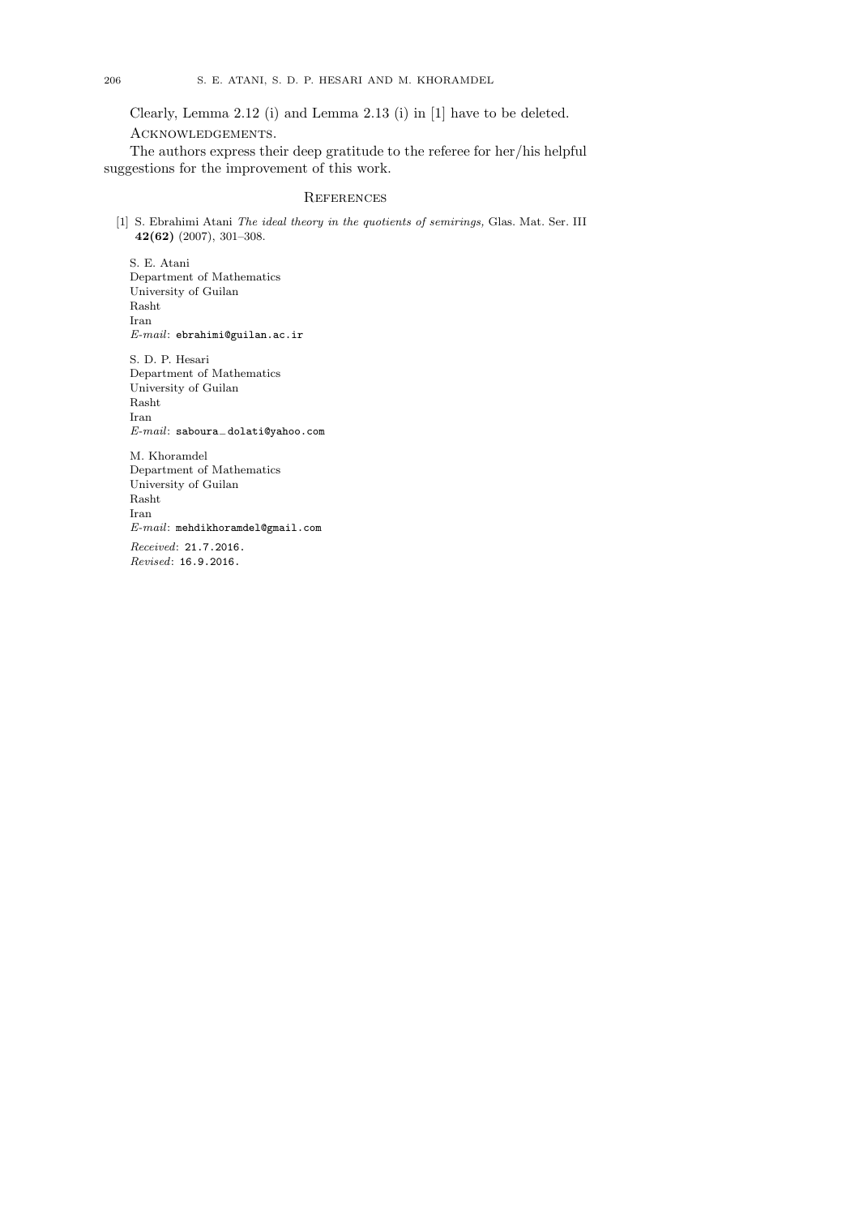Clearly, Lemma 2.12 (i) and Lemma 2.13 (i) in [1] have to be deleted.

Acknowledgements.

The authors express their deep gratitude to the referee for her/his helpful suggestions for the improvement of this work.

## References

[1] S. Ebrahimi Atani *The ideal theory in the quotients of semirings,* Glas. Mat. Ser. III **42(62)** (2007), 301–308.

S. E. Atani
Department of Mathematics
University of Guilan
Rasht
Iran
*E-mail*: ebrahimi@guilan.ac.ir

S. D. P. Hesari
Department of Mathematics
University of Guilan
Rasht
Iran
*E-mail*: saboura_dolati@yahoo.com

M. Khoramdel
Department of Mathematics
University of Guilan
Rasht
Iran
*E-mail*: mehdikhoramdel@gmail.com

*Received*: 21.7.2016.
*Revised*: 16.9.2016.